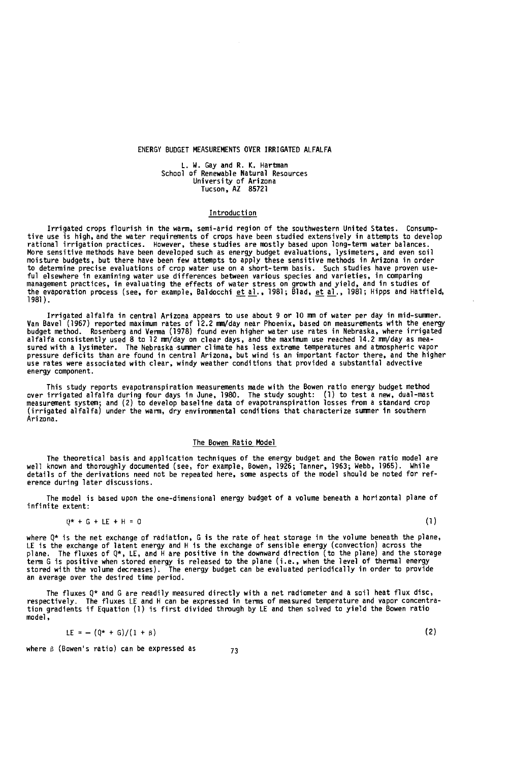# ENERGY BUDGET MEASUREMENTS OVER IRRIGATED ALFALFA

L. W. Gay and R. K. Hartman
School of Renewable Natural Resources
University of Arizona
Tucson, AZ 85721

## Introduction

Irrigated crops flourish in the warm, semi-arid region of the southwestern United States. Consumptive use is high, and the water requirements of crops have been studied extensively in attempts to develop rational irrigation practices. However, these studies are mostly based upon long-term water balances. More sensitive methods have been developed such as energy budget evaluations, lysimeters, and even soil moisture budgets, but there have been few attempts to apply these sensitive methods in Arizona in order to determine precise evaluations of crop water use on a short-term basis. Such studies have proven useful elsewhere in examining water use differences between various species and varieties, in comparing management practices, in evaluating the effects of water stress on growth and yield, and in studies of the evaporation process (see, for example, Baldocchi et al., 1981; Blad, et al., 1981; Hipps and Hatfield, 1981).

Irrigated alfalfa in central Arizona appears to use about 9 or 10 mm of water per day in mid-summer. Van Bavel (1967) reported maximum rates of 12.2 mm/day near Phoenix, based on measurements with the energy budget method. Rosenberg and Verma (1978) found even higher water use rates in Nebraska, where irrigated alfalfa consistently used 8 to 12 mm/day on clear days, and the maximum use reached 14.2 mm/day as measured with a lysimeter. The Nebraska summer climate has less extreme temperatures and atmospheric vapor pressure deficits than are found in central Arizona, but wind is an important factor there, and the higher use rates were associated with clear, windy weather conditions that provided a substantial advective energy component.

This study reports evapotranspiration measurements made with the Bowen ratio energy budget method over irrigated alfalfa during four days in June, 1980. The study sought: (1) to test a new, dual-mast measurement system; and (2) to develop baseline data of evapotranspiration losses from a standard crop (irrigated alfalfa) under the warm, dry environmental conditions that characterize summer in southern Arizona.

## The Bowen Ratio Model

The theoretical basis and application techniques of the energy budget and the Bowen ratio model are well known and thoroughly documented (see, for example, Bowen, 1926; Tanner, 1963; Webb, 1965). While details of the derivations need not be repeated here, some aspects of the model should be noted for reference during later discussions.

The model is based upon the one-dimensional energy budget of a volume beneath a horizontal plane of infinite extent:

$$Q^* + G + LE + H = 0 \tag{1}$$

where $Q^*$ is the net exchange of radiation, G is the rate of heat storage in the volume beneath the plane, LE is the exchange of latent energy and H is the exchange of sensible energy (convection) across the plane. The fluxes of $Q^*$, LE, and H are positive in the downward direction (to the plane) and the storage term G is positive when stored energy is released to the plane (i.e., when the level of thermal energy stored with the volume decreases). The energy budget can be evaluated periodically in order to provide an average over the desired time period.

The fluxes $Q^*$ and G are readily measured directly with a net radiometer and a soil heat flux disc, respectively. The fluxes LE and H can be expressed in terms of measured temperature and vapor concentration gradients if Equation (1) is first divided through by LE and then solved to yield the Bowen ratio model,

$$LE = -(Q^* + G)/(1 + \beta) \tag{2}$$

where $\beta$ (Bowen's ratio) can be expressed as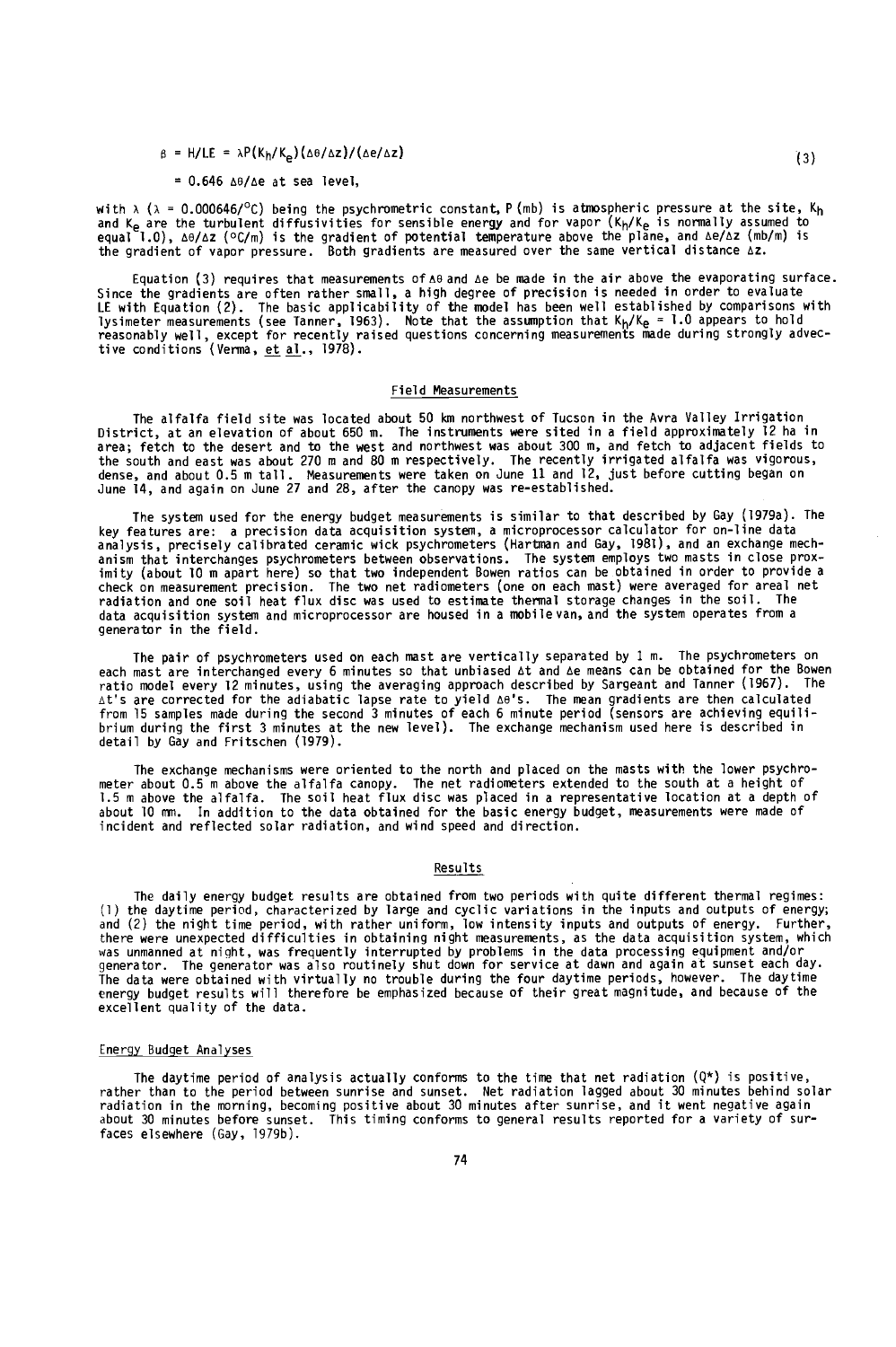$$\beta = H/LE = \lambda P(K_h/K_e)(\Delta\theta/\Delta z)/(\Delta e/\Delta z) \tag{3}$$

$$= 0.646 \ \Delta\theta/\Delta e \text{ at sea level,}$$

with $\lambda$ ($\lambda = 0.000646/^{\circ}C$) being the psychrometric constant, P (mb) is atmospheric pressure at the site, $K_h$ and $K_e$ are the turbulent diffusivities for sensible energy and for vapor ($K_h/K_e$ is normally assumed to equal 1.0), $\Delta\theta/\Delta z$ ($^{\circ}C/m$) is the gradient of potential temperature above the plane, and $\Delta e/\Delta z$ (mb/m) is the gradient of vapor pressure. Both gradients are measured over the same vertical distance $\Delta z$.

Equation (3) requires that measurements of $\Delta\theta$ and $\Delta e$ be made in the air above the evaporating surface. Since the gradients are often rather small, a high degree of precision is needed in order to evaluate LE with Equation (2). The basic applicability of the model has been well established by comparisons with lysimeter measurements (see Tanner, 1963). Note that the assumption that $K_h/K_e = 1.0$ appears to hold reasonably well, except for recently raised questions concerning measurements made during strongly advective conditions (Verma, *et al.*, 1978).

## Field Measurements

The alfalfa field site was located about 50 km northwest of Tucson in the Avra Valley Irrigation District, at an elevation of about 650 m. The instruments were sited in a field approximately 12 ha in area; fetch to the desert and to the west and northwest was about 300 m, and fetch to adjacent fields to the south and east was about 270 m and 80 m respectively. The recently irrigated alfalfa was vigorous, dense, and about 0.5 m tall. Measurements were taken on June 11 and 12, just before cutting began on June 14, and again on June 27 and 28, after the canopy was re-established.

The system used for the energy budget measurements is similar to that described by Gay (1979a). The key features are: a precision data acquisition system, a microprocessor calculator for on-line data analysis, precisely calibrated ceramic wick psychrometers (Hartman and Gay, 1981), and an exchange mechanism that interchanges psychrometers between observations. The system employs two masts in close proximity (about 10 m apart here) so that two independent Bowen ratios can be obtained in order to provide a check on measurement precision. The two net radiometers (one on each mast) were averaged for areal net radiation and one soil heat flux disc was used to estimate thermal storage changes in the soil. The data acquisition system and microprocessor are housed in a mobile van, and the system operates from a generator in the field.

The pair of psychrometers used on each mast are vertically separated by 1 m. The psychrometers on each mast are interchanged every 6 minutes so that unbiased $\Delta t$ and $\Delta e$ means can be obtained for the Bowen ratio model every 12 minutes, using the averaging approach described by Sargeant and Tanner (1967). The $\Delta t$'s are corrected for the adiabatic lapse rate to yield $\Delta\theta$'s. The mean gradients are then calculated from 15 samples made during the second 3 minutes of each 6 minute period (sensors are achieving equilibrium during the first 3 minutes at the new level). The exchange mechanism used here is described in detail by Gay and Fritschen (1979).

The exchange mechanisms were oriented to the north and placed on the masts with the lower psychrometer about 0.5 m above the alfalfa canopy. The net radiometers extended to the south at a height of 1.5 m above the alfalfa. The soil heat flux disc was placed in a representative location at a depth of about 10 mm. In addition to the data obtained for the basic energy budget, measurements were made of incident and reflected solar radiation, and wind speed and direction.

## Results

The daily energy budget results are obtained from two periods with quite different thermal regimes: (1) the daytime period, characterized by large and cyclic variations in the inputs and outputs of energy; and (2) the night time period, with rather uniform, low intensity inputs and outputs of energy. Further, there were unexpected difficulties in obtaining night measurements, as the data acquisition system, which was unmanned at night, was frequently interrupted by problems in the data processing equipment and/or generator. The generator was also routinely shut down for service at dawn and again at sunset each day. The data were obtained with virtually no trouble during the four daytime periods, however. The daytime energy budget results will therefore be emphasized because of their great magnitude, and because of the excellent quality of the data.

### Energy Budget Analyses

The daytime period of analysis actually conforms to the time that net radiation ($Q^*$) is positive, rather than to the period between sunrise and sunset. Net radiation lagged about 30 minutes behind solar radiation in the morning, becoming positive about 30 minutes after sunrise, and it went negative again about 30 minutes before sunset. This timing conforms to general results reported for a variety of surfaces elsewhere (Gay, 1979b).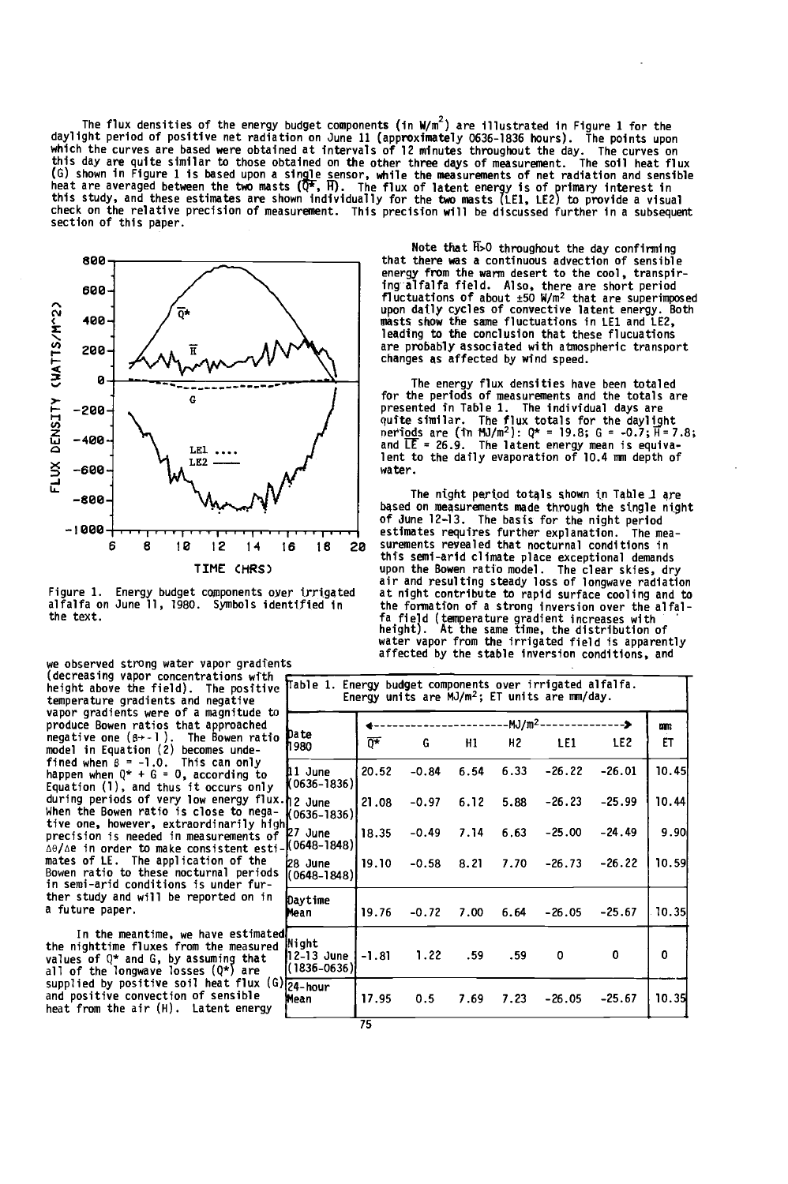The flux densities of the energy budget components (in $W/m^2$) are illustrated in Figure 1 for the daylight period of positive net radiation on June 11 (approximately 0636-1836 hours). The points upon which the curves are based were obtained at intervals of 12 minutes throughout the day. The curves on this day are quite similar to those obtained on the other three days of measurement. The soil heat flux (G) shown in Figure 1 is based upon a single sensor, while the measurements of net radiation and sensible heat are averaged between the two masts ($\overline{Q^*}$, $\overline{H}$). The flux of latent energy is of primary interest in this study, and these estimates are shown individually for the two masts (LE1, LE2) to provide a visual check on the relative precision of measurement. This precision will be discussed further in a subsequent section of this paper.

Figure 1. Energy budget components over irrigated alfalfa on June 11, 1980. Symbols identified in the text.

Note that $\overline{H}$>0 throughout the day confirming that there was a continuous advection of sensible energy from the warm desert to the cool, transpiring alfalfa field. Also, there are short period fluctuations of about ±50 $W/m^2$ that are superimposed upon daily cycles of convective latent energy. Both masts show the same fluctuations in LE1 and LE2, leading to the conclusion that these flucuations are probably associated with atmospheric transport changes as affected by wind speed.

The energy flux densities have been totaled for the periods of measurements and the totals are presented in Table 1. The individual days are quite similar. The flux totals for the daylight periods are (in $MJ/m^2$): $Q^*$ = 19.8; G = -0.7; $\overline{H}$ = 7.8; and $\overline{LE}$ = 26.9. The latent energy mean is equivalent to the daily evaporation of 10.4 mm depth of water.

The night period totals shown in Table 1 are based on measurements made through the single night of June 12-13. The basis for the night period estimates requires further explanation. The measurements revealed that nocturnal conditions in this semi-arid climate place exceptional demands upon the Bowen ratio model. The clear skies, dry air and resulting steady loss of longwave radiation at night contribute to rapid surface cooling and to the formation of a strong inversion over the alfalfa field (temperature gradient increases with height). At the same time, the distribution of water vapor from the irrigated field is apparently affected by the stable inversion conditions, and we observed strong water vapor gradients (decreasing vapor concentrations with height above the field). The positive temperature gradients and negative vapor gradients were of a magnitude to produce Bowen ratios that approached negative one ($\beta \rightarrow -1$). The Bowen ratio model in Equation (2) becomes undefined when $\beta$ = -1.0. This can only happen when $Q^*$ + G = 0, according to Equation (1), and thus it occurs only during periods of very low energy flux. When the Bowen ratio is close to negative one, however, extraordinarily high precision is needed in measurements of $\Delta\theta/\Delta e$ in order to make consistent estimates of LE. The application of the Bowen ratio to these nocturnal periods in semi-arid conditions is under further study and will be reported on in a future paper.

In the meantime, we have estimated the nighttime fluxes from the measured values of $Q^*$ and G, by assuming that all of the longwave losses ($Q^*$) are supplied by positive soil heat flux (G) and positive convection of sensible heat from the air (H). Latent energy

Table 1. Energy budget components over irrigated alfalfa. Energy units are $MJ/m^2$; ET units are mm/day.

| Date 1980 | $\overline{Q^*}$ | G | H1 | H2 | LE1 | LE2 | mm ET |
|---|---|---|---|---|---|---|---|
| 11 June (0636-1836) | 20.52 | -0.84 | 6.54 | 6.33 | -26.22 | -26.01 | 10.45 |
| 12 June (0636-1836) | 21.08 | -0.97 | 6.12 | 5.88 | -26.23 | -25.99 | 10.44 |
| 27 June (0648-1848) | 18.35 | -0.49 | 7.14 | 6.63 | -25.00 | -24.49 | 9.90 |
| 28 June (0648-1848) | 19.10 | -0.58 | 8.21 | 7.70 | -26.73 | -26.22 | 10.59 |
| Daytime Mean | 19.76 | -0.72 | 7.00 | 6.64 | -26.05 | -25.67 | 10.35 |
| Night 12-13 June (1836-0636) | -1.81 | 1.22 | .59 | .59 | 0 | 0 | 0 |
| 24-hour Mean | 17.95 | 0.5 | 7.69 | 7.23 | -26.05 | -25.67 | 10.35 |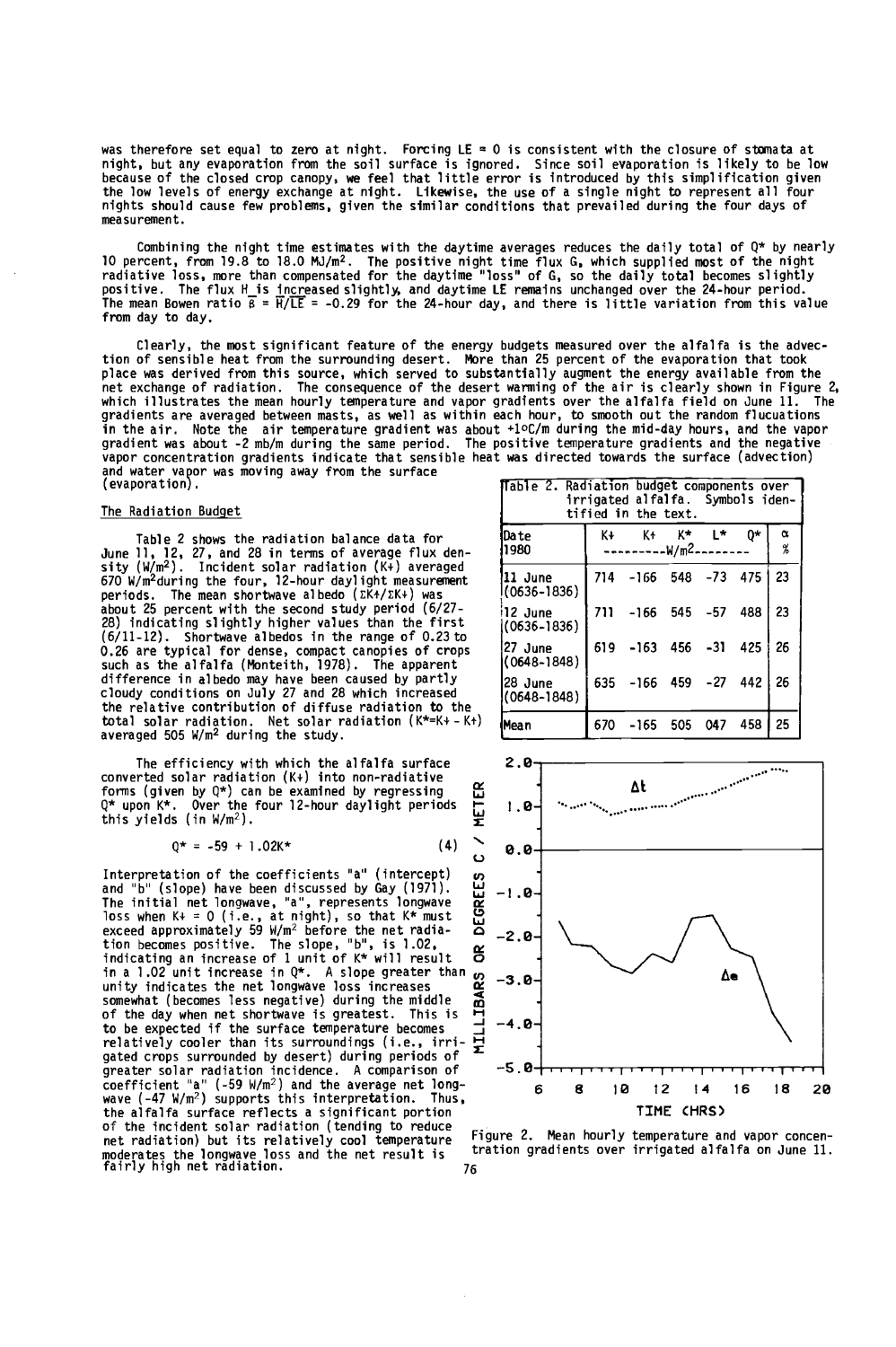was therefore set equal to zero at night. Forcing LE = 0 is consistent with the closure of stomata at night, but any evaporation from the soil surface is ignored. Since soil evaporation is likely to be low because of the closed crop canopy, we feel that little error is introduced by this simplification given the low levels of energy exchange at night. Likewise, the use of a single night to represent all four nights should cause few problems, given the similar conditions that prevailed during the four days of measurement.

Combining the night time estimates with the daytime averages reduces the daily total of Q* by nearly 10 percent, from 19.8 to 18.0 MJ/m$^2$. The positive night time flux G, which supplied most of the night radiative loss, more than compensated for the daytime "loss" of G, so the daily total becomes slightly positive. The flux H is increased slightly, and daytime LE remains unchanged over the 24-hour period. The mean Bowen ratio $\overline{\beta} = \overline{H}/\overline{LE} = -0.29$ for the 24-hour day, and there is little variation from this value from day to day.

Clearly, the most significant feature of the energy budgets measured over the alfalfa is the advection of sensible heat from the surrounding desert. More than 25 percent of the evaporation that took place was derived from this source, which served to substantially augment the energy available from the net exchange of radiation. The consequence of the desert warming of the air is clearly shown in Figure 2, which illustrates the mean hourly temperature and vapor gradients over the alfalfa field on June 11. The gradients are averaged between masts, as well as within each hour, to smooth out the random flucuations in the air. Note the air temperature gradient was about +1°C/m during the mid-day hours, and the vapor gradient was about -2 mb/m during the same period. The positive temperature gradients and the negative vapor concentration gradients indicate that sensible heat was directed towards the surface (advection) and water vapor was moving away from the surface (evaporation).

## The Radiation Budget

Table 2 shows the radiation balance data for June 11, 12, 27, and 28 in terms of average flux density (W/m$^2$). Incident solar radiation (K↓) averaged 670 W/m$^2$ during the four, 12-hour daylight measurement periods. The mean shortwave albedo (ΣK↑/ΣK↓) was about 25 percent with the second study period (6/27-28) indicating slightly higher values than the first (6/11-12). Shortwave albedos in the range of 0.23 to 0.26 are typical for dense, compact canopies of crops such as the alfalfa (Monteith, 1978). The apparent difference in albedo may have been caused by partly cloudy conditions on July 27 and 28 which increased the relative contribution of diffuse radiation to the total solar radiation. Net solar radiation (K*=K↓ - K↑) averaged 505 W/m$^2$ during the study.

The efficiency with which the alfalfa surface converted solar radiation (K↓) into non-radiative forms (given by Q*) can be examined by regressing Q* upon K*. Over the four 12-hour daylight periods this yields (in W/m$^2$).

$$Q^* = -59 + 1.02K^* \tag{4}$$

Interpretation of the coefficients "a" (intercept) and "b" (slope) have been discussed by Gay (1971). The initial net longwave, "a", represents longwave loss when K↓ = 0 (i.e., at night), so that K* must exceed approximately 59 W/m$^2$ before the net radiation becomes positive. The slope, "b", is 1.02, indicating an increase of 1 unit of K* will result in a 1.02 unit increase in Q*. A slope greater than unity indicates the net longwave loss increases somewhat (becomes less negative) during the middle of the day when net shortwave is greatest. This is to be expected if the surface temperature becomes relatively cooler than its surroundings (i.e., irrigated crops surrounded by desert) during periods of greater solar radiation incidence. A comparison of coefficient "a" (-59 W/m$^2$) and the average net longwave (-47 W/m$^2$) supports this interpretation. Thus, the alfalfa surface reflects a significant portion of the incident solar radiation (tending to reduce net radiation) but its relatively cool temperature moderates the longwave loss and the net result is fairly high net radiation.

Table 2. Radiation budget components over irrigated alfalfa. Symbols identified in the text.

| Date 1980 | K↓ | K↑ | K* | L* | Q* | α |
|---|---|---|---|---|---|---|
| | W/m$^2$ | | | | | % |
| 11 June (0636-1836) | 714 | -166 | 548 | -73 | 475 | 23 |
| 12 June (0636-1836) | 711 | -166 | 545 | -57 | 488 | 23 |
| 27 June (0648-1848) | 619 | -163 | 456 | -31 | 425 | 26 |
| 28 June (0648-1848) | 635 | -166 | 459 | -27 | 442 | 26 |
| Mean | 670 | -165 | 505 | 047 | 458 | 25 |

Figure 2. Mean hourly temperature and vapor concentration gradients over irrigated alfalfa on June 11.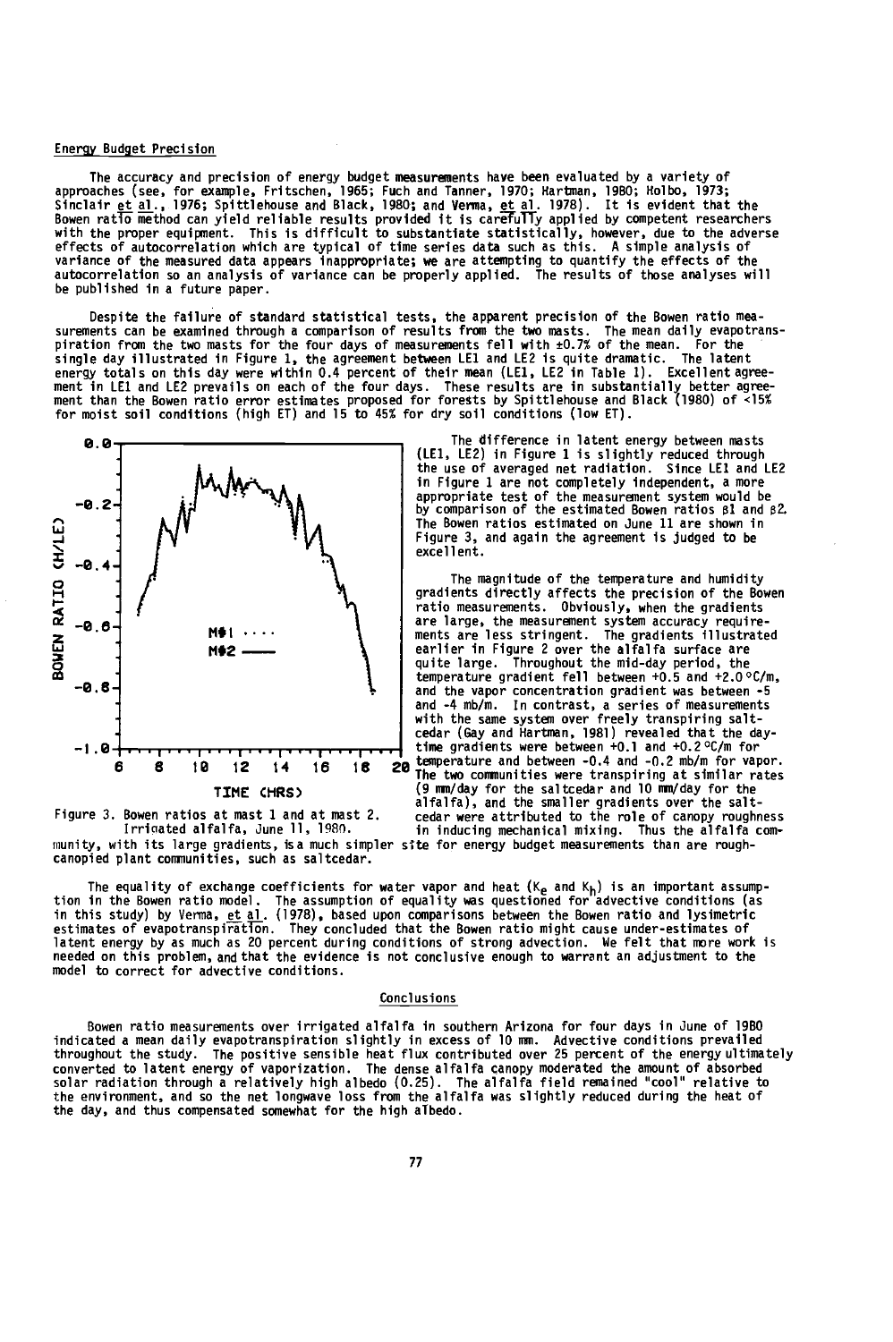## Energy Budget Precision

The accuracy and precision of energy budget measurements have been evaluated by a variety of approaches (see, for example, Fritschen, 1965; Fuch and Tanner, 1970; Hartman, 1980; Holbo, 1973; Sinclair et al., 1976; Spittlehouse and Black, 1980; and Verma, et al. 1978). It is evident that the Bowen ratio method can yield reliable results provided it is carefully applied by competent researchers with the proper equipment. This is difficult to substantiate statistically, however, due to the adverse effects of autocorrelation which are typical of time series data such as this. A simple analysis of variance of the measured data appears inappropriate; we are attempting to quantify the effects of the autocorrelation so an analysis of variance can be properly applied. The results of those analyses will be published in a future paper.

Despite the failure of standard statistical tests, the apparent precision of the Bowen ratio measurements can be examined through a comparison of results from the two masts. The mean daily evapotranspiration from the two masts for the four days of measurements fell with ±0.7% of the mean. For the single day illustrated in Figure 1, the agreement between LE1 and LE2 is quite dramatic. The latent energy totals on this day were within 0.4 percent of their mean (LE1, LE2 in Table 1). Excellent agreement in LE1 and LE2 prevails on each of the four days. These results are in substantially better agreement than the Bowen ratio error estimates proposed for forests by Spittlehouse and Black (1980) of <15% for moist soil conditions (high ET) and 15 to 45% for dry soil conditions (low ET).

Figure 3. Bowen ratios at mast 1 and at mast 2. Irrigated alfalfa, June 11, 1980.

The difference in latent energy between masts (LE1, LE2) in Figure 1 is slightly reduced through the use of averaged net radiation. Since LE1 and LE2 in Figure 1 are not completely independent, a more appropriate test of the measurement system would be by comparison of the estimated Bowen ratios $\beta 1$ and $\beta 2$. The Bowen ratios estimated on June 11 are shown in Figure 3, and again the agreement is judged to be excellent.

The magnitude of the temperature and humidity gradients directly affects the precision of the Bowen ratio measurements. Obviously, when the gradients are large, the measurement system accuracy requirements are less stringent. The gradients illustrated earlier in Figure 2 over the alfalfa surface are quite large. Throughout the mid-day period, the temperature gradient fell between +0.5 and +2.0 °C/m, and the vapor concentration gradient was between -5 and -4 mb/m. In contrast, a series of measurements with the same system over freely transpiring saltcedar (Gay and Hartman, 1981) revealed that the daytime gradients were between +0.1 and +0.2 °C/m for temperature and between -0.4 and -0.2 mb/m for vapor. The two communities were transpiring at similar rates (9 mm/day for the saltcedar and 10 mm/day for the alfalfa), and the smaller gradients over the saltcedar were attributed to the role of canopy roughness in inducing mechanical mixing. Thus the alfalfa community, with its large gradients, is a much simpler site for energy budget measurements than are rough-canopied plant communities, such as saltcedar.

The equality of exchange coefficients for water vapor and heat ($K_e$ and $K_h$) is an important assumption in the Bowen ratio model. The assumption of equality was questioned for advective conditions (as in this study) by Verma, et al. (1978), based upon comparisons between the Bowen ratio and lysimetric estimates of evapotranspiration. They concluded that the Bowen ratio might cause under-estimates of latent energy by as much as 20 percent during conditions of strong advection. We felt that more work is needed on this problem, and that the evidence is not conclusive enough to warrant an adjustment to the model to correct for advective conditions.

## Conclusions

Bowen ratio measurements over irrigated alfalfa in southern Arizona for four days in June of 1980 indicated a mean daily evapotranspiration slightly in excess of 10 mm. Advective conditions prevailed throughout the study. The positive sensible heat flux contributed over 25 percent of the energy ultimately converted to latent energy of vaporization. The dense alfalfa canopy moderated the amount of absorbed solar radiation through a relatively high albedo (0.25). The alfalfa field remained "cool" relative to the environment, and so the net longwave loss from the alfalfa was slightly reduced during the heat of the day, and thus compensated somewhat for the high albedo.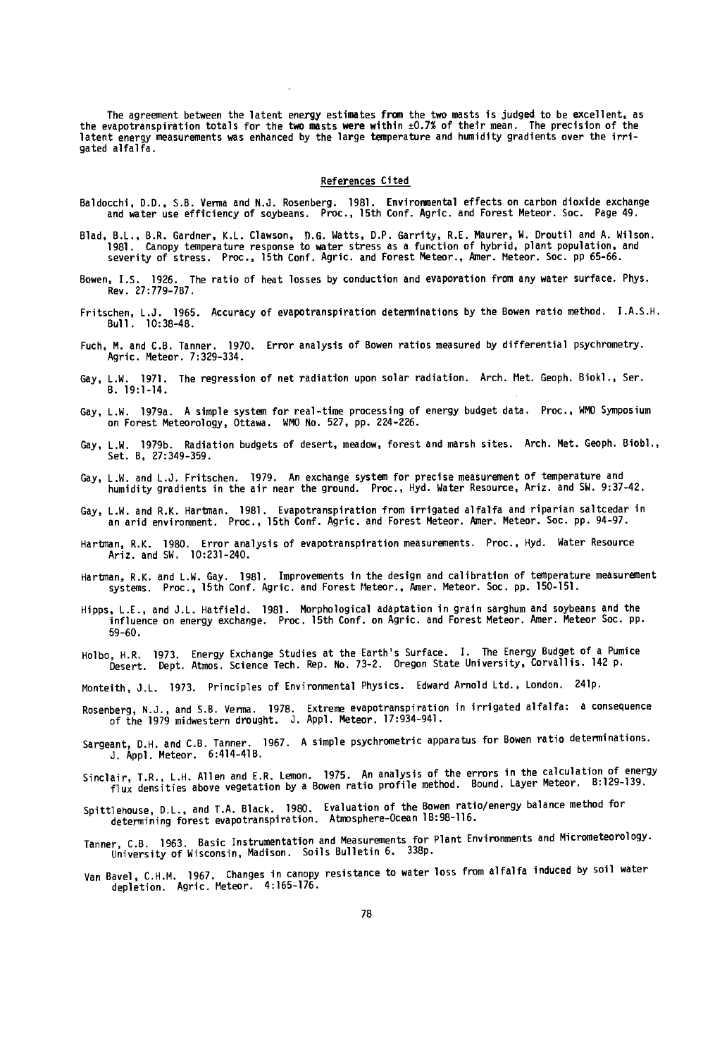The agreement between the latent energy estimates from the two masts is judged to be excellent, as the evapotranspiration totals for the two masts were within ±0.7% of their mean. The precision of the latent energy measurements was enhanced by the large temperature and humidity gradients over the irrigated alfalfa.

## References Cited

Baldocchi, D.D., S.B. Verma and N.J. Rosenberg. 1981. Environmental effects on carbon dioxide exchange and water use efficiency of soybeans. Proc., 15th Conf. Agric. and Forest Meteor. Soc. Page 49.

Blad, B.L., B.R. Gardner, K.L. Clawson, D.G. Watts, D.P. Garrity, R.E. Maurer, W. Droutil and A. Wilson. 1981. Canopy temperature response to water stress as a function of hybrid, plant population, and severity of stress. Proc., 15th Conf. Agric. and Forest Meteor., Amer. Meteor. Soc. pp 65-66.

Bowen, I.S. 1926. The ratio of heat losses by conduction and evaporation from any water surface. Phys. Rev. 27:779-787.

Fritschen, L.J. 1965. Accuracy of evapotranspiration determinations by the Bowen ratio method. I.A.S.H. Bull. 10:38-48.

Fuch, M. and C.B. Tanner. 1970. Error analysis of Bowen ratios measured by differential psychrometry. Agric. Meteor. 7:329-334.

Gay, L.W. 1971. The regression of net radiation upon solar radiation. Arch. Met. Geoph. Biokl., Ser. B. 19:1-14.

Gay, L.W. 1979a. A simple system for real-time processing of energy budget data. Proc., WMO Symposium on Forest Meteorology, Ottawa. WMO No. 527, pp. 224-226.

Gay, L.W. 1979b. Radiation budgets of desert, meadow, forest and marsh sites. Arch. Met. Geoph. Biobl., Set. B, 27:349-359.

Gay, L.W. and L.J. Fritschen. 1979. An exchange system for precise measurement of temperature and humidity gradients in the air near the ground. Proc., Hyd. Water Resource, Ariz. and SW. 9:37-42.

Gay, L.W. and R.K. Hartman. 1981. Evapotranspiration from irrigated alfalfa and riparian saltcedar in an arid environment. Proc., 15th Conf. Agric. and Forest Meteor. Amer. Meteor. Soc. pp. 94-97.

Hartman, R.K. 1980. Error analysis of evapotranspiration measurements. Proc., Hyd. Water Resource Ariz. and SW. 10:231-240.

Hartman, R.K. and L.W. Gay. 1981. Improvements in the design and calibration of temperature measurement systems. Proc., 15th Conf. Agric. and Forest Meteor., Amer. Meteor. Soc. pp. 150-151.

Hipps, L.E., and J.L. Hatfield. 1981. Morphological adaptation in grain sarghum and soybeans and the influence on energy exchange. Proc. 15th Conf. on Agric. and Forest Meteor. Amer. Meteor Soc. pp. 59-60.

Holbo, H.R. 1973. Energy Exchange Studies at the Earth's Surface. I. The Energy Budget of a Pumice Desert. Dept. Atmos. Science Tech. Rep. No. 73-2. Oregon State University, Corvallis. 142 p.

Monteith, J.L. 1973. Principles of Environmental Physics. Edward Arnold Ltd., London. 241p.

Rosenberg, N.J., and S.B. Verma. 1978. Extreme evapotranspiration in irrigated alfalfa: a consequence of the 1979 midwestern drought. J. Appl. Meteor. 17:934-941.

Sargeant, D.H. and C.B. Tanner. 1967. A simple psychrometric apparatus for Bowen ratio determinations. J. Appl. Meteor. 6:414-418.

Sinclair, T.R., L.H. Allen and E.R. Lemon. 1975. An analysis of the errors in the calculation of energy flux densities above vegetation by a Bowen ratio profile method. Bound. Layer Meteor. 8:129-139.

Spittlehouse, D.L., and T.A. Black. 1980. Evaluation of the Bowen ratio/energy balance method for determining forest evapotranspiration. Atmosphere-Ocean 18:98-116.

Tanner, C.B. 1963. Basic Instrumentation and Measurements for Plant Environments and Micrometeorology. University of Wisconsin, Madison. Soils Bulletin 6. 338p.

Van Bavel, C.H.M. 1967. Changes in canopy resistance to water loss from alfalfa induced by soil water depletion. Agric. Meteor. 4:165-176.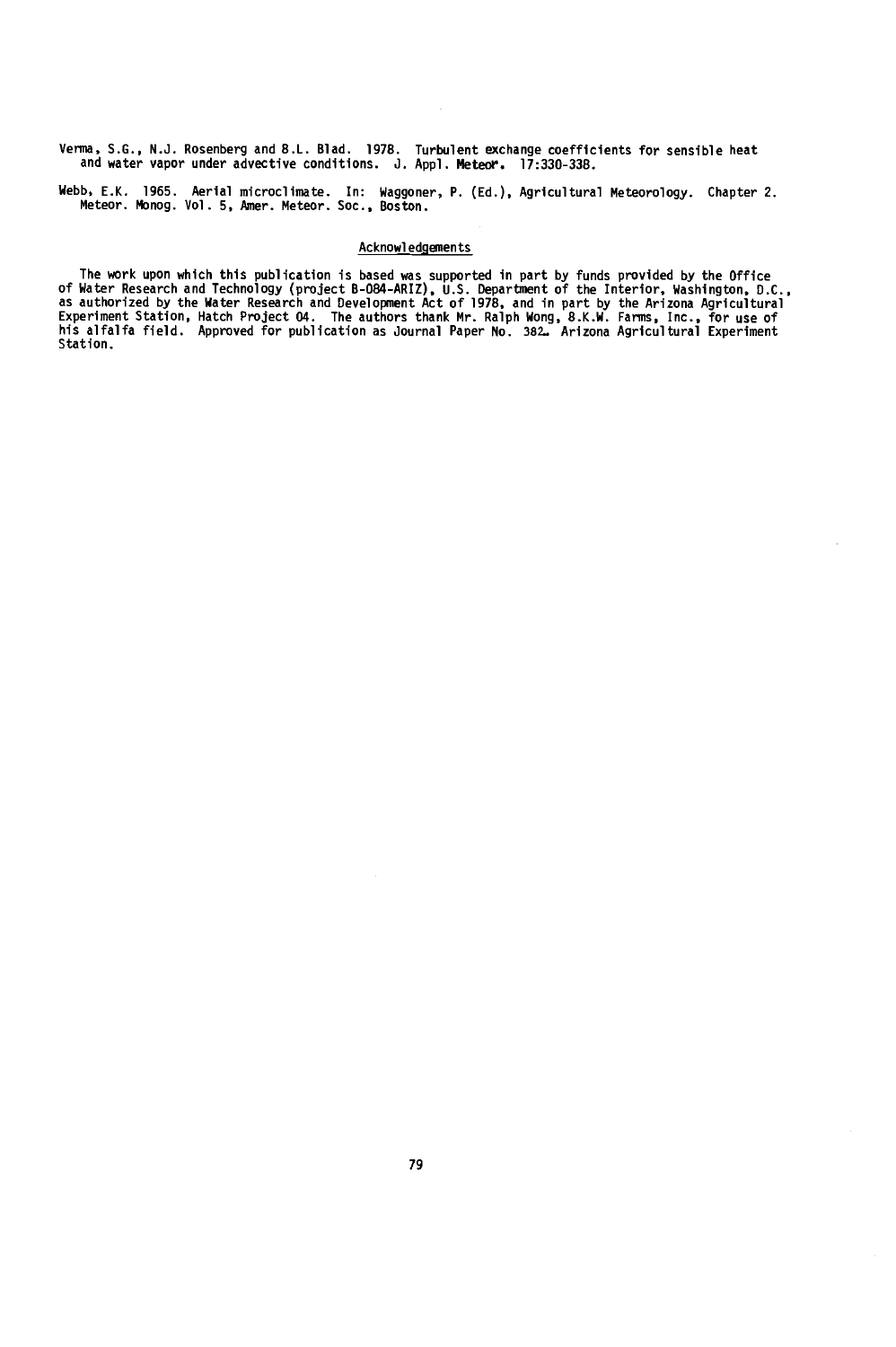Verma, S.G., N.J. Rosenberg and B.L. Blad. 1978. Turbulent exchange coefficients for sensible heat and water vapor under advective conditions. J. Appl. Meteor. 17:330-338.

Webb, E.K. 1965. Aerial microclimate. In: Waggoner, P. (Ed.), Agricultural Meteorology. Chapter 2. Meteor. Monog. Vol. 5, Amer. Meteor. Soc., Boston.

## Acknowledgements

The work upon which this publication is based was supported in part by funds provided by the Office of Water Research and Technology (project B-084-ARIZ), U.S. Department of the Interior, Washington, D.C., as authorized by the Water Research and Development Act of 1978, and in part by the Arizona Agricultural Experiment Station, Hatch Project 04. The authors thank Mr. Ralph Wong, B.K.W. Farms, Inc., for use of his alfalfa field. Approved for publication as Journal Paper No. 382. Arizona Agricultural Experiment Station.